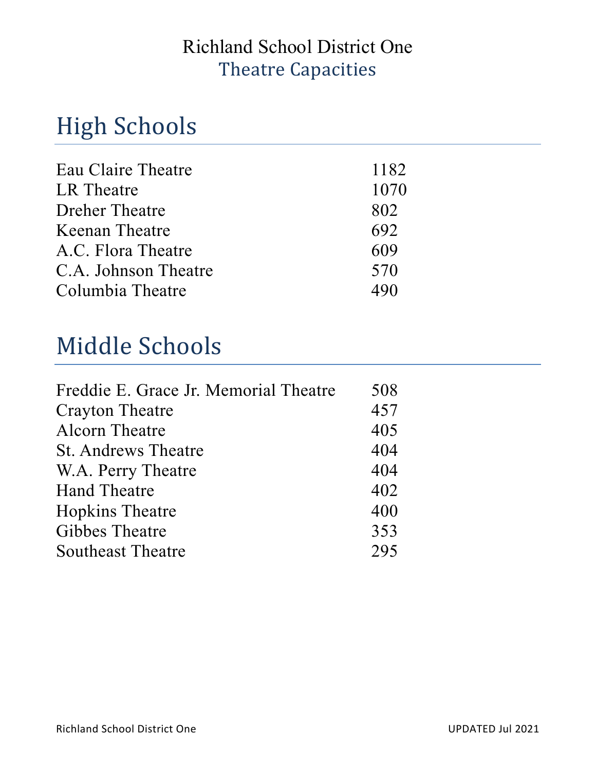# Richland School District One

## Theatre Capacities

## High Schools

| Theatre | Capacity |
|---|---|
| Eau Claire Theatre | 1182 |
| LR Theatre | 1070 |
| Dreher Theatre | 802 |
| Keenan Theatre | 692 |
| A.C. Flora Theatre | 609 |
| C.A. Johnson Theatre | 570 |
| Columbia Theatre | 490 |

## Middle Schools

| Theatre | Capacity |
|---|---|
| Freddie E. Grace Jr. Memorial Theatre | 508 |
| Crayton Theatre | 457 |
| Alcorn Theatre | 405 |
| St. Andrews Theatre | 404 |
| W.A. Perry Theatre | 404 |
| Hand Theatre | 402 |
| Hopkins Theatre | 400 |
| Gibbes Theatre | 353 |
| Southeast Theatre | 295 |

UPDATED Jul 2021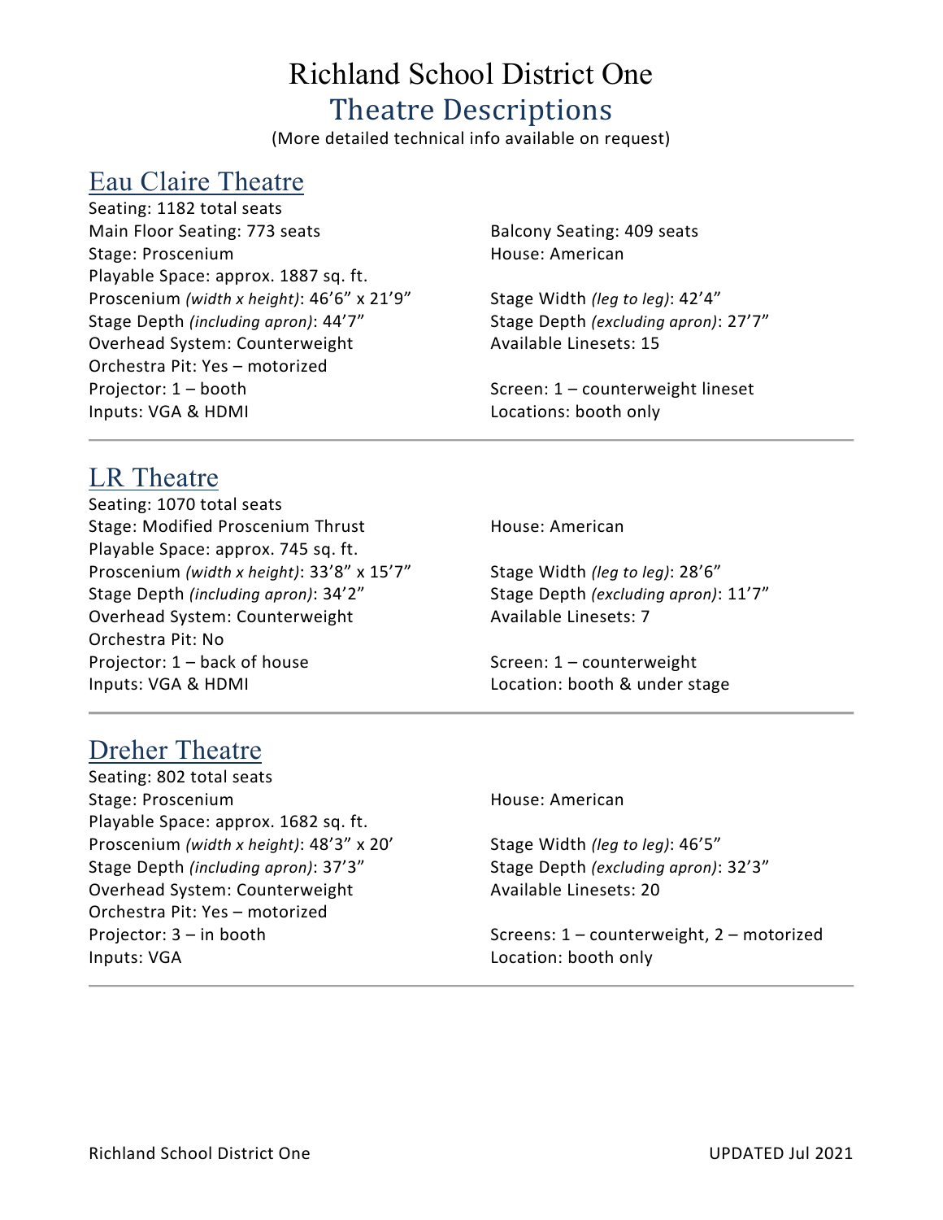# Richland School District One

## Theatre Descriptions

(More detailed technical info available on request)

## Eau Claire Theatre

Seating: 1182 total seats

Main Floor Seating: 773 seats

Balcony Seating: 409 seats

Stage: Proscenium

House: American

Playable Space: approx. 1887 sq. ft.

Proscenium *(width x height)*: 46’6” x 21’9”

Stage Width *(leg to leg)*: 42’4”

Stage Depth *(including apron)*: 44’7”

Stage Depth *(excluding apron)*: 27’7”

Overhead System: Counterweight

Available Linesets: 15

Orchestra Pit: Yes – motorized

Projector: 1 – booth

Screen: 1 – counterweight lineset

Inputs: VGA & HDMI

Locations: booth only

---

## LR Theatre

Seating: 1070 total seats

Stage: Modified Proscenium Thrust

House: American

Playable Space: approx. 745 sq. ft.

Proscenium *(width x height)*: 33’8” x 15’7”

Stage Width *(leg to leg)*: 28’6”

Stage Depth *(including apron)*: 34’2”

Stage Depth *(excluding apron)*: 11’7”

Overhead System: Counterweight

Available Linesets: 7

Orchestra Pit: No

Projector: 1 – back of house

Screen: 1 – counterweight

Inputs: VGA & HDMI

Location: booth & under stage

---

## Dreher Theatre

Seating: 802 total seats

Stage: Proscenium

House: American

Playable Space: approx. 1682 sq. ft.

Proscenium *(width x height)*: 48’3” x 20’

Stage Width *(leg to leg)*: 46’5”

Stage Depth *(including apron)*: 37’3”

Stage Depth *(excluding apron)*: 32’3”

Overhead System: Counterweight

Available Linesets: 20

Orchestra Pit: Yes – motorized

Projector: 3 – in booth

Screens: 1 – counterweight, 2 – motorized

Inputs: VGA

Location: booth only

---

Richland School District One UPDATED Jul 2021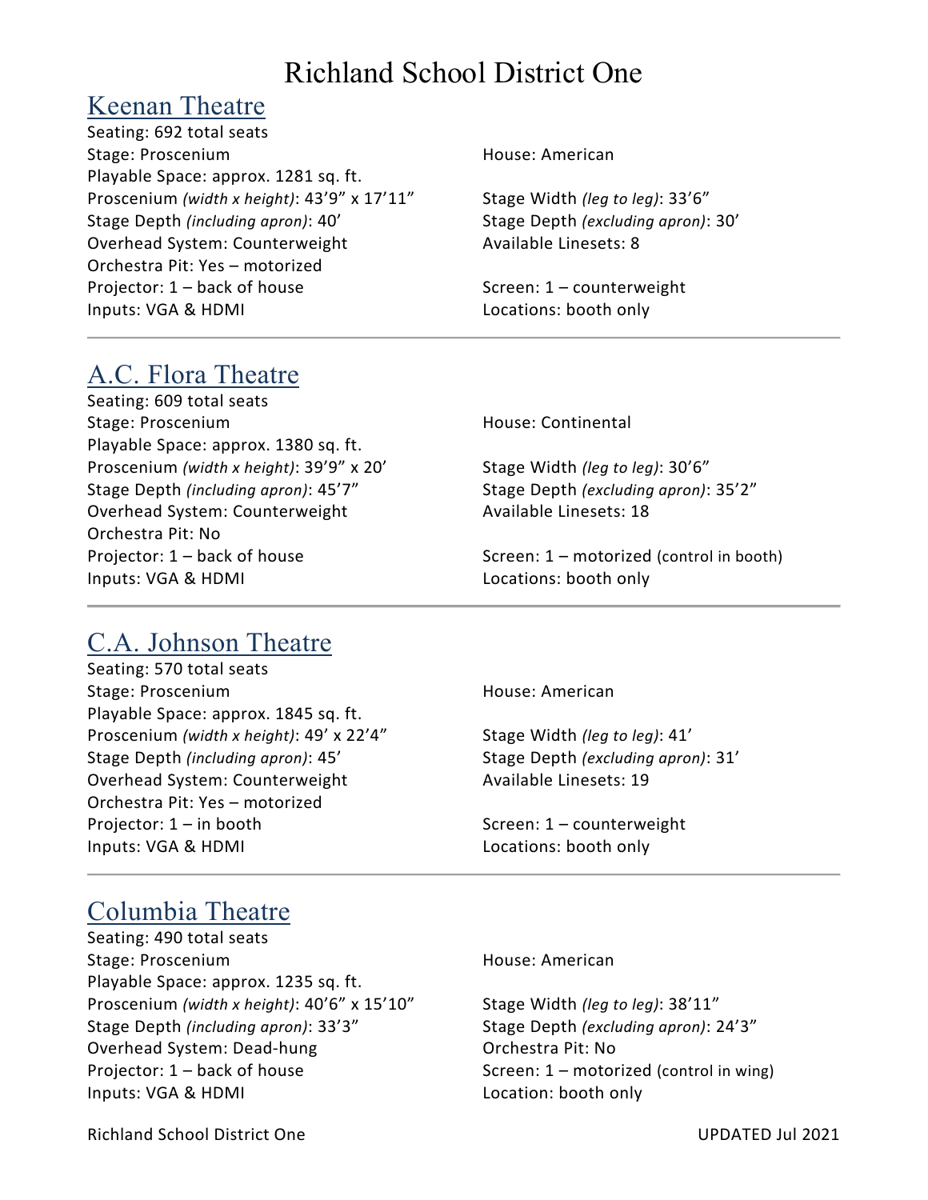# Richland School District One

## Keenan Theatre

Seating: 692 total seats
Stage: Proscenium
House: American
Playable Space: approx. 1281 sq. ft.
Proscenium *(width x height)*: 43’9” x 17’11”
Stage Width *(leg to leg)*: 33’6”
Stage Depth *(including apron)*: 40’
Stage Depth *(excluding apron)*: 30’
Overhead System: Counterweight
Available Linesets: 8
Orchestra Pit: Yes – motorized
Projector: 1 – back of house
Screen: 1 – counterweight
Inputs: VGA & HDMI
Locations: booth only

---

## A.C. Flora Theatre

Seating: 609 total seats
Stage: Proscenium
House: Continental
Playable Space: approx. 1380 sq. ft.
Proscenium *(width x height)*: 39’9” x 20’
Stage Width *(leg to leg)*: 30’6”
Stage Depth *(including apron)*: 45’7”
Stage Depth *(excluding apron)*: 35’2”
Overhead System: Counterweight
Available Linesets: 18
Orchestra Pit: No
Projector: 1 – back of house
Screen: 1 – motorized (control in booth)
Inputs: VGA & HDMI
Locations: booth only

---

## C.A. Johnson Theatre

Seating: 570 total seats
Stage: Proscenium
House: American
Playable Space: approx. 1845 sq. ft.
Proscenium *(width x height)*: 49’ x 22’4”
Stage Width *(leg to leg)*: 41’
Stage Depth *(including apron)*: 45’
Stage Depth *(excluding apron)*: 31’
Overhead System: Counterweight
Available Linesets: 19
Orchestra Pit: Yes – motorized
Projector: 1 – in booth
Screen: 1 – counterweight
Inputs: VGA & HDMI
Locations: booth only

---

## Columbia Theatre

Seating: 490 total seats
Stage: Proscenium
House: American
Playable Space: approx. 1235 sq. ft.
Proscenium *(width x height)*: 40’6” x 15’10”
Stage Width *(leg to leg)*: 38’11”
Stage Depth *(including apron)*: 33’3”
Stage Depth *(excluding apron)*: 24’3”
Overhead System: Dead-hung
Orchestra Pit: No
Projector: 1 – back of house
Screen: 1 – motorized (control in wing)
Inputs: VGA & HDMI
Location: booth only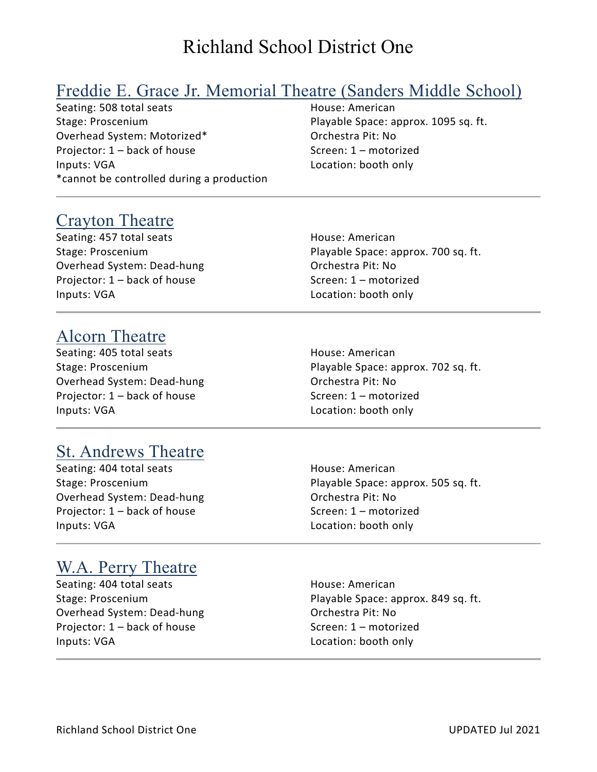# Richland School District One

## Freddie E. Grace Jr. Memorial Theatre (Sanders Middle School)

Seating: 508 total seats
Stage: Proscenium
Overhead System: Motorized*
Projector: 1 – back of house
Inputs: VGA
*cannot be controlled during a production

House: American
Playable Space: approx. 1095 sq. ft.
Orchestra Pit: No
Screen: 1 – motorized
Location: booth only

---

## Crayton Theatre

Seating: 457 total seats
Stage: Proscenium
Overhead System: Dead-hung
Projector: 1 – back of house
Inputs: VGA

House: American
Playable Space: approx. 700 sq. ft.
Orchestra Pit: No
Screen: 1 – motorized
Location: booth only

---

## Alcorn Theatre

Seating: 405 total seats
Stage: Proscenium
Overhead System: Dead-hung
Projector: 1 – back of house
Inputs: VGA

House: American
Playable Space: approx. 702 sq. ft.
Orchestra Pit: No
Screen: 1 – motorized
Location: booth only

---

## St. Andrews Theatre

Seating: 404 total seats
Stage: Proscenium
Overhead System: Dead-hung
Projector: 1 – back of house
Inputs: VGA

House: American
Playable Space: approx. 505 sq. ft.
Orchestra Pit: No
Screen: 1 – motorized
Location: booth only

---

## W.A. Perry Theatre

Seating: 404 total seats
Stage: Proscenium
Overhead System: Dead-hung
Projector: 1 – back of house
Inputs: VGA

House: American
Playable Space: approx. 849 sq. ft.
Orchestra Pit: No
Screen: 1 – motorized
Location: booth only

---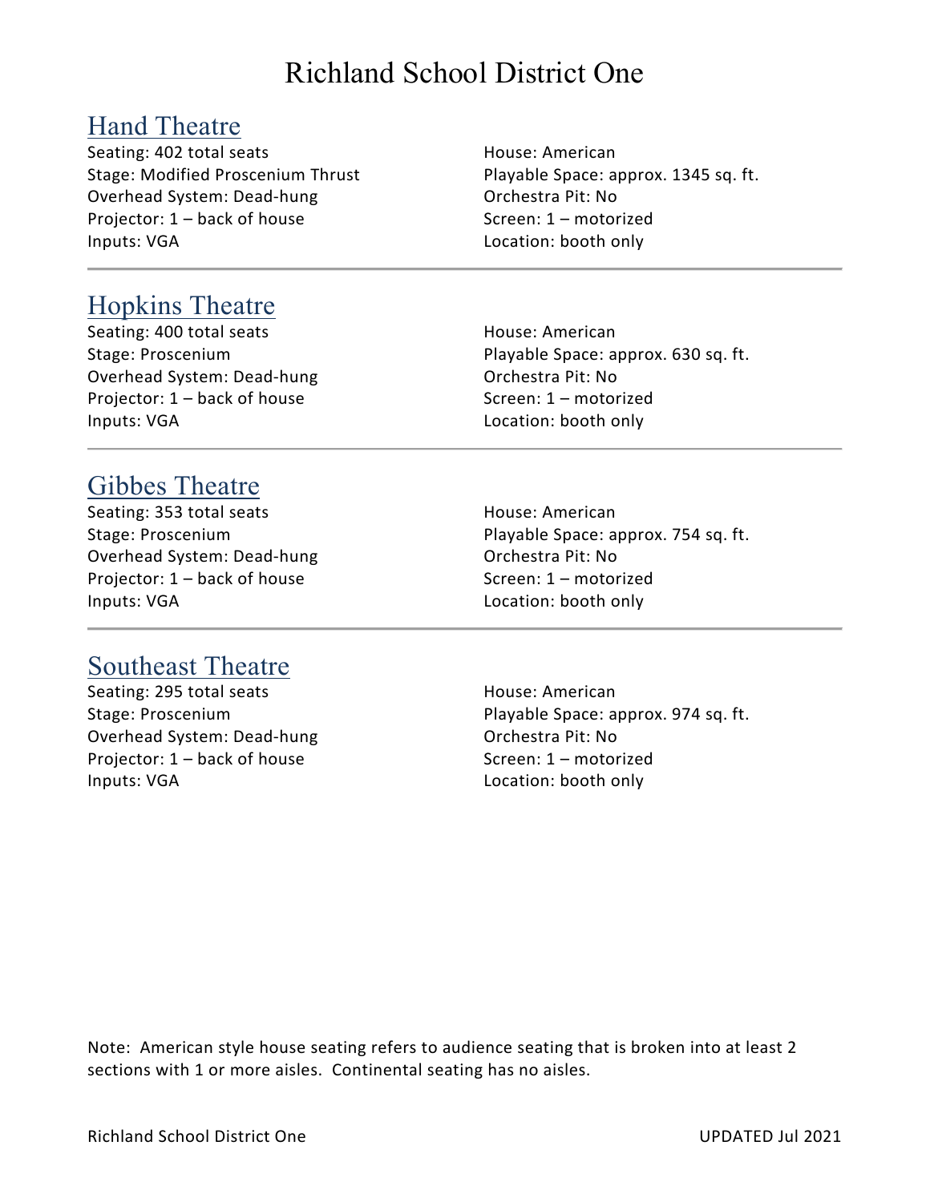# Richland School District One

## Hand Theatre

Seating: 402 total seats
Stage: Modified Proscenium Thrust
Overhead System: Dead-hung
Projector: 1 – back of house
Inputs: VGA

House: American
Playable Space: approx. 1345 sq. ft.
Orchestra Pit: No
Screen: 1 – motorized
Location: booth only

---

## Hopkins Theatre

Seating: 400 total seats
Stage: Proscenium
Overhead System: Dead-hung
Projector: 1 – back of house
Inputs: VGA

House: American
Playable Space: approx. 630 sq. ft.
Orchestra Pit: No
Screen: 1 – motorized
Location: booth only

---

## Gibbes Theatre

Seating: 353 total seats
Stage: Proscenium
Overhead System: Dead-hung
Projector: 1 – back of house
Inputs: VGA

House: American
Playable Space: approx. 754 sq. ft.
Orchestra Pit: No
Screen: 1 – motorized
Location: booth only

---

## Southeast Theatre

Seating: 295 total seats
Stage: Proscenium
Overhead System: Dead-hung
Projector: 1 – back of house
Inputs: VGA

House: American
Playable Space: approx. 974 sq. ft.
Orchestra Pit: No
Screen: 1 – motorized
Location: booth only

Note: American style house seating refers to audience seating that is broken into at least 2 sections with 1 or more aisles. Continental seating has no aisles.